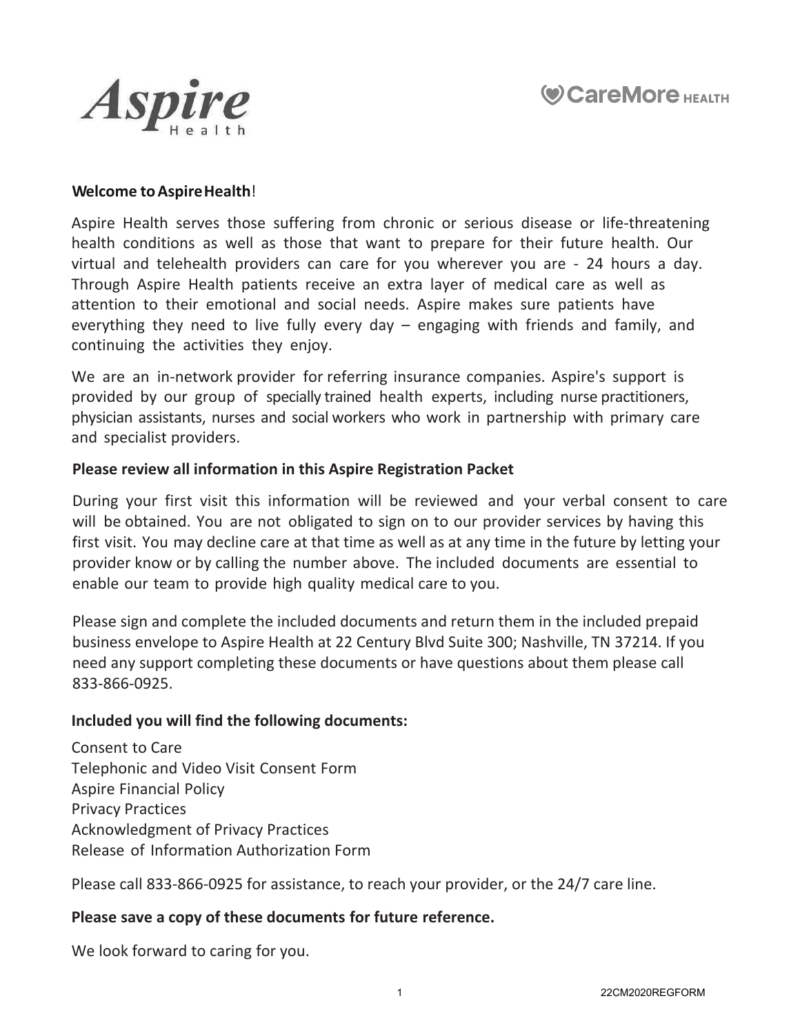Aspire Health

CareMore HEALTH

**Welcome to Aspire Health**!

Aspire Health serves those suffering from chronic or serious disease or life-threatening health conditions as well as those that want to prepare for their future health. Our virtual and telehealth providers can care for you wherever you are - 24 hours a day. Through Aspire Health patients receive an extra layer of medical care as well as attention to their emotional and social needs. Aspire makes sure patients have everything they need to live fully every day – engaging with friends and family, and continuing the activities they enjoy.

We are an in-network provider for referring insurance companies. Aspire's support is provided by our group of specially trained health experts, including nurse practitioners, physician assistants, nurses and social workers who work in partnership with primary care and specialist providers.

**Please review all information in this Aspire Registration Packet**

During your first visit this information will be reviewed and your verbal consent to care will be obtained. You are not obligated to sign on to our provider services by having this first visit. You may decline care at that time as well as at any time in the future by letting your provider know or by calling the number above. The included documents are essential to enable our team to provide high quality medical care to you.

Please sign and complete the included documents and return them in the included prepaid business envelope to Aspire Health at 22 Century Blvd Suite 300; Nashville, TN 37214. If you need any support completing these documents or have questions about them please call 833-866-0925.

**Included you will find the following documents:**

Consent to Care
Telephonic and Video Visit Consent Form
Aspire Financial Policy
Privacy Practices
Acknowledgment of Privacy Practices
Release of Information Authorization Form

Please call 833-866-0925 for assistance, to reach your provider, or the 24/7 care line.

**Please save a copy of these documents for future reference.**

We look forward to caring for you.

22CM2020REGFORM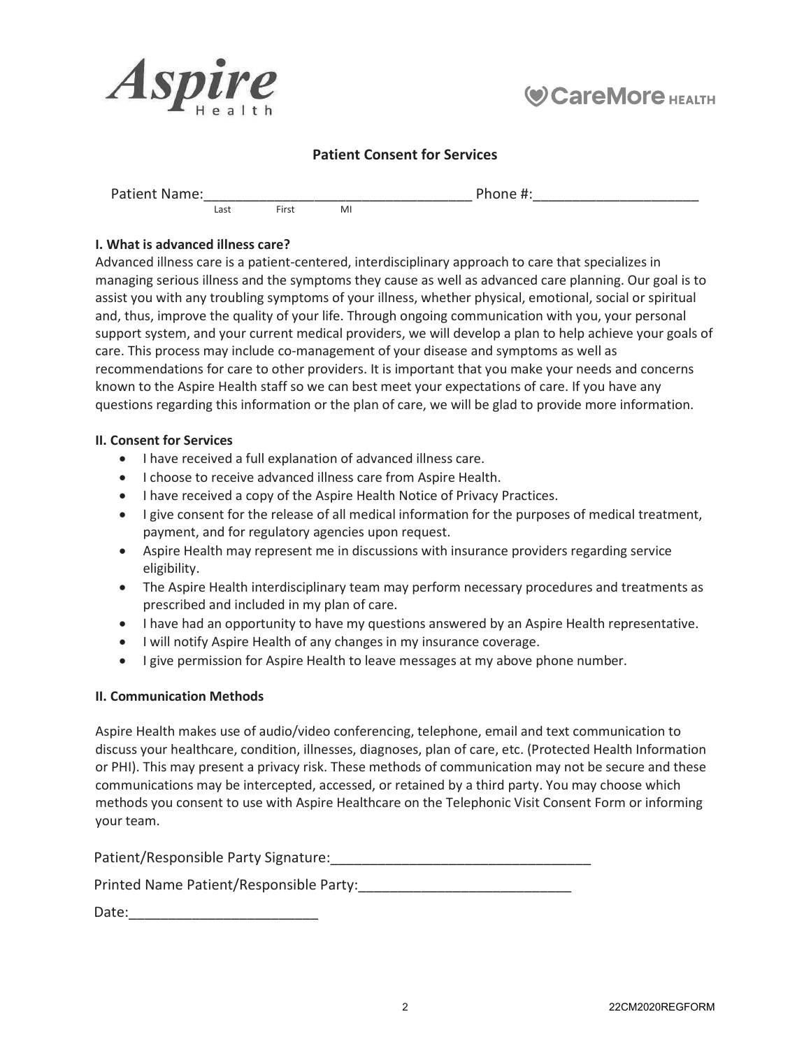Aspire Health

CareMore HEALTH

## Patient Consent for Services

Patient Name:__________________________________ Phone #:_____________________
Last First MI

### I. What is advanced illness care?

Advanced illness care is a patient-centered, interdisciplinary approach to care that specializes in managing serious illness and the symptoms they cause as well as advanced care planning. Our goal is to assist you with any troubling symptoms of your illness, whether physical, emotional, social or spiritual and, thus, improve the quality of your life. Through ongoing communication with you, your personal support system, and your current medical providers, we will develop a plan to help achieve your goals of care. This process may include co-management of your disease and symptoms as well as recommendations for care to other providers. It is important that you make your needs and concerns known to the Aspire Health staff so we can best meet your expectations of care. If you have any questions regarding this information or the plan of care, we will be glad to provide more information.

### II. Consent for Services

- I have received a full explanation of advanced illness care.
- I choose to receive advanced illness care from Aspire Health.
- I have received a copy of the Aspire Health Notice of Privacy Practices.
- I give consent for the release of all medical information for the purposes of medical treatment, payment, and for regulatory agencies upon request.
- Aspire Health may represent me in discussions with insurance providers regarding service eligibility.
- The Aspire Health interdisciplinary team may perform necessary procedures and treatments as prescribed and included in my plan of care.
- I have had an opportunity to have my questions answered by an Aspire Health representative.
- I will notify Aspire Health of any changes in my insurance coverage.
- I give permission for Aspire Health to leave messages at my above phone number.

### II. Communication Methods

Aspire Health makes use of audio/video conferencing, telephone, email and text communication to discuss your healthcare, condition, illnesses, diagnoses, plan of care, etc. (Protected Health Information or PHI). This may present a privacy risk. These methods of communication may not be secure and these communications may be intercepted, accessed, or retained by a third party. You may choose which methods you consent to use with Aspire Healthcare on the Telephonic Visit Consent Form or informing your team.

Patient/Responsible Party Signature:_________________________________

Printed Name Patient/Responsible Party:___________________________

Date:________________________

22CM2020REGFORM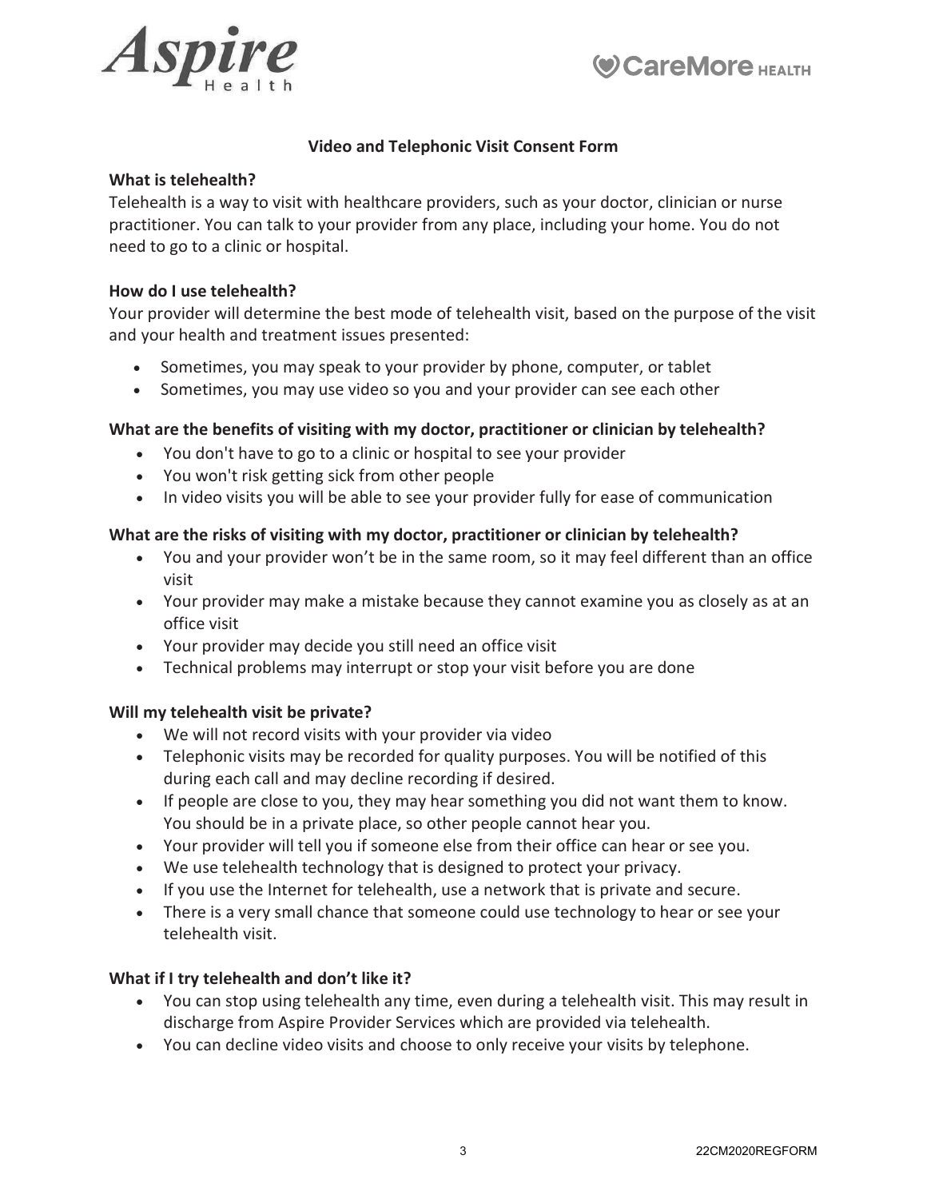## Video and Telephonic Visit Consent Form

### What is telehealth?

Telehealth is a way to visit with healthcare providers, such as your doctor, clinician or nurse practitioner. You can talk to your provider from any place, including your home. You do not need to go to a clinic or hospital.

### How do I use telehealth?

Your provider will determine the best mode of telehealth visit, based on the purpose of the visit and your health and treatment issues presented:

- Sometimes, you may speak to your provider by phone, computer, or tablet
- Sometimes, you may use video so you and your provider can see each other

### What are the benefits of visiting with my doctor, practitioner or clinician by telehealth?

- You don't have to go to a clinic or hospital to see your provider
- You won't risk getting sick from other people
- In video visits you will be able to see your provider fully for ease of communication

### What are the risks of visiting with my doctor, practitioner or clinician by telehealth?

- You and your provider won't be in the same room, so it may feel different than an office visit
- Your provider may make a mistake because they cannot examine you as closely as at an office visit
- Your provider may decide you still need an office visit
- Technical problems may interrupt or stop your visit before you are done

### Will my telehealth visit be private?

- We will not record visits with your provider via video
- Telephonic visits may be recorded for quality purposes. You will be notified of this during each call and may decline recording if desired.
- If people are close to you, they may hear something you did not want them to know. You should be in a private place, so other people cannot hear you.
- Your provider will tell you if someone else from their office can hear or see you.
- We use telehealth technology that is designed to protect your privacy.
- If you use the Internet for telehealth, use a network that is private and secure.
- There is a very small chance that someone could use technology to hear or see your telehealth visit.

### What if I try telehealth and don't like it?

- You can stop using telehealth any time, even during a telehealth visit. This may result in discharge from Aspire Provider Services which are provided via telehealth.
- You can decline video visits and choose to only receive your visits by telephone.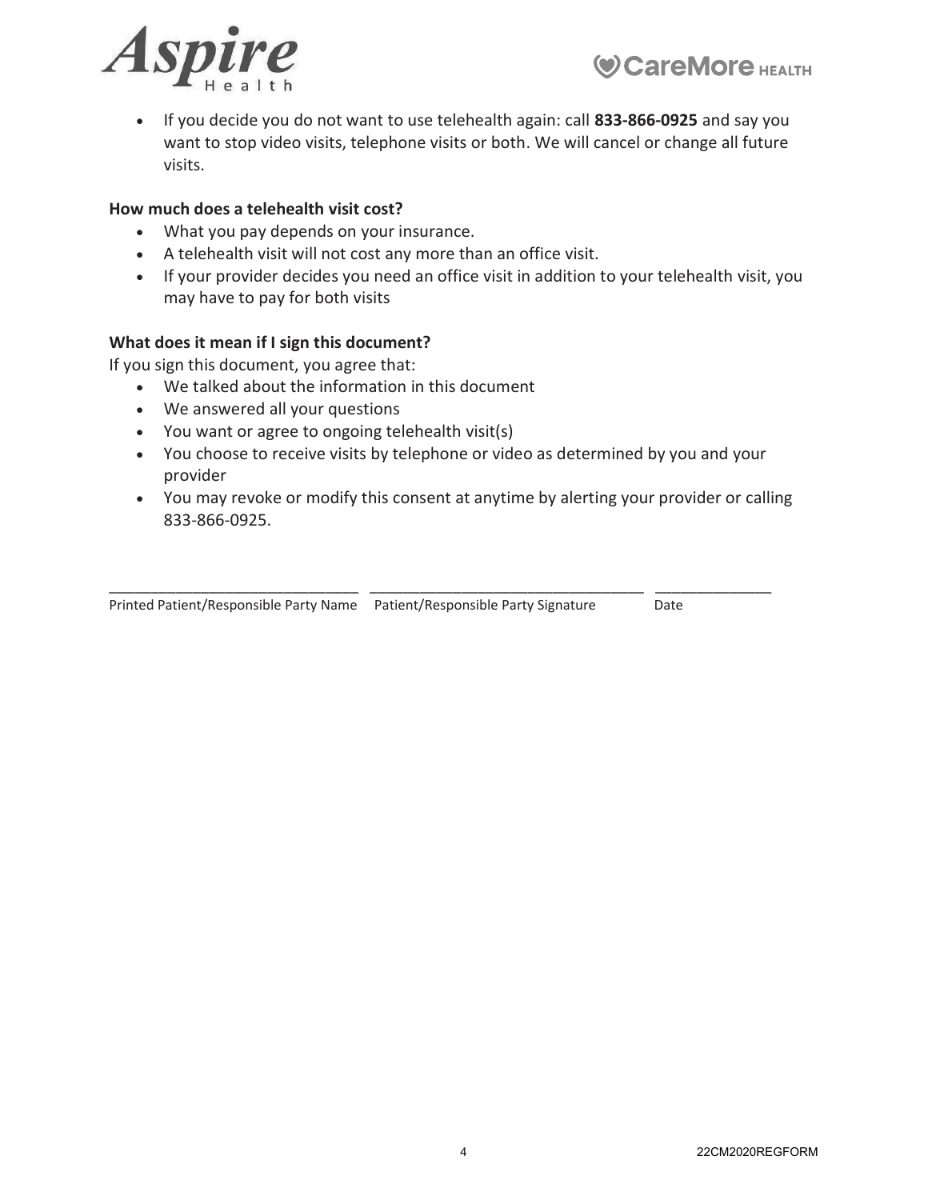- If you decide you do not want to use telehealth again: call **833-866-0925** and say you want to stop video visits, telephone visits or both. We will cancel or change all future visits.

**How much does a telehealth visit cost?**

- What you pay depends on your insurance.
- A telehealth visit will not cost any more than an office visit.
- If your provider decides you need an office visit in addition to your telehealth visit, you may have to pay for both visits

**What does it mean if I sign this document?**

If you sign this document, you agree that:

- We talked about the information in this document
- We answered all your questions
- You want or agree to ongoing telehealth visit(s)
- You choose to receive visits by telephone or video as determined by you and your provider
- You may revoke or modify this consent at anytime by alerting your provider or calling 833-866-0925.

_______________________________ _________________________________ ______________

Printed Patient/Responsible Party Name    Patient/Responsible Party Signature    Date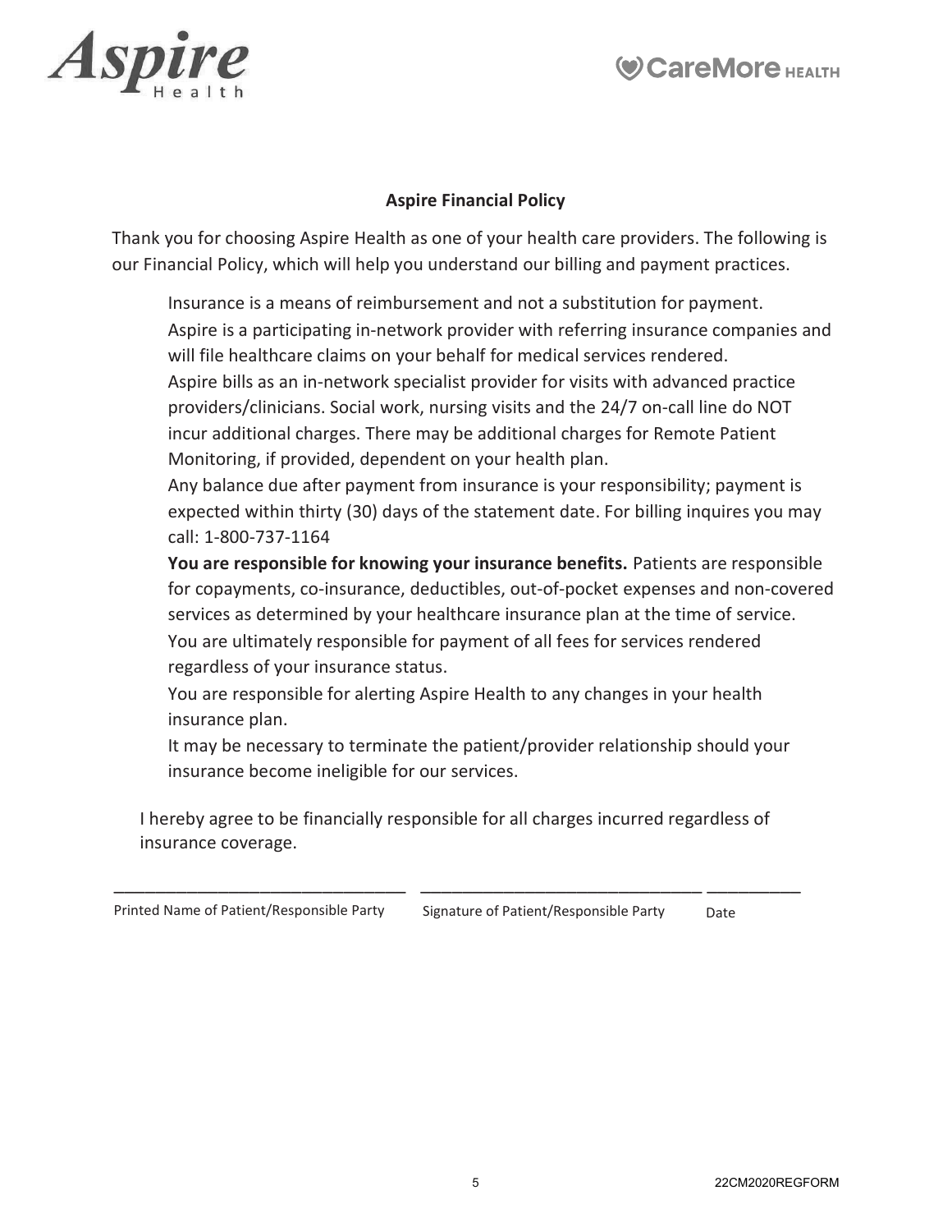## Aspire Financial Policy

Thank you for choosing Aspire Health as one of your health care providers. The following is our Financial Policy, which will help you understand our billing and payment practices.

Insurance is a means of reimbursement and not a substitution for payment.

Aspire is a participating in-network provider with referring insurance companies and will file healthcare claims on your behalf for medical services rendered.

Aspire bills as an in-network specialist provider for visits with advanced practice providers/clinicians. Social work, nursing visits and the 24/7 on-call line do NOT incur additional charges. There may be additional charges for Remote Patient Monitoring, if provided, dependent on your health plan.

Any balance due after payment from insurance is your responsibility; payment is expected within thirty (30) days of the statement date. For billing inquires you may call: 1-800-737-1164

**You are responsible for knowing your insurance benefits.** Patients are responsible for copayments, co-insurance, deductibles, out-of-pocket expenses and non-covered services as determined by your healthcare insurance plan at the time of service.

You are ultimately responsible for payment of all fees for services rendered regardless of your insurance status.

You are responsible for alerting Aspire Health to any changes in your health insurance plan.

It may be necessary to terminate the patient/provider relationship should your insurance become ineligible for our services.

I hereby agree to be financially responsible for all charges incurred regardless of insurance coverage.

| ______________________________ | ______________________________ | __________ |
|---|---|---|
| Printed Name of Patient/Responsible Party | Signature of Patient/Responsible Party | Date |

22CM2020REGFORM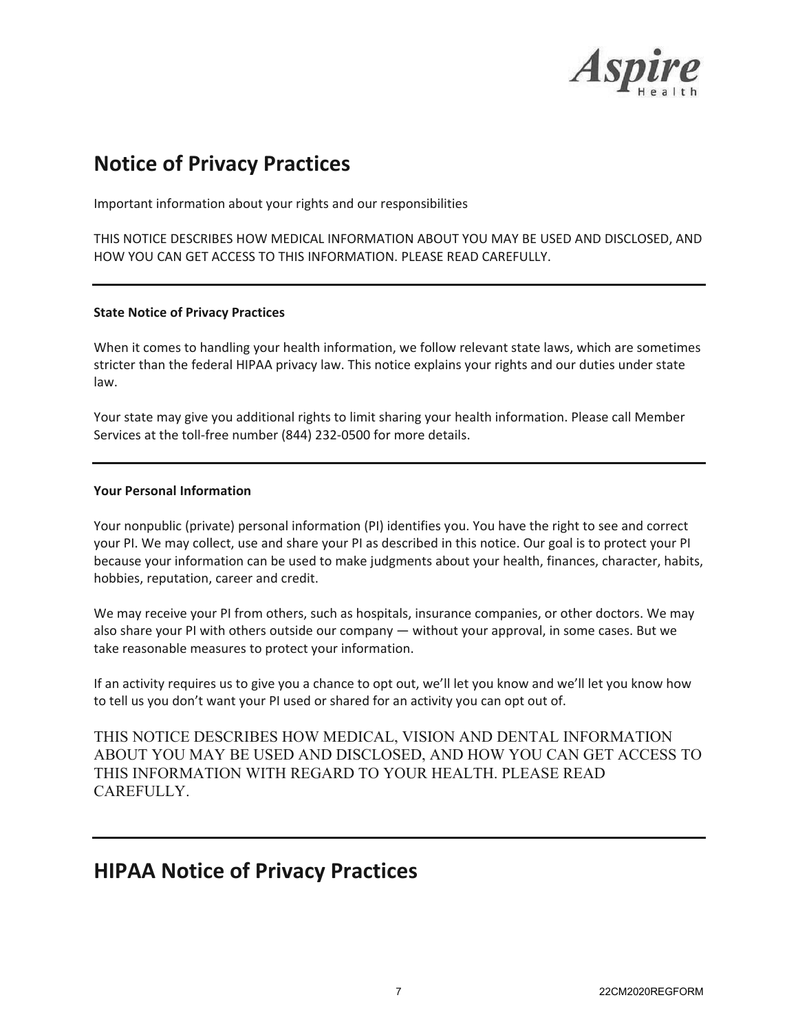# Notice of Privacy Practices

Important information about your rights and our responsibilities

THIS NOTICE DESCRIBES HOW MEDICAL INFORMATION ABOUT YOU MAY BE USED AND DISCLOSED, AND HOW YOU CAN GET ACCESS TO THIS INFORMATION. PLEASE READ CAREFULLY.

---

**State Notice of Privacy Practices**

When it comes to handling your health information, we follow relevant state laws, which are sometimes stricter than the federal HIPAA privacy law. This notice explains your rights and our duties under state law.

Your state may give you additional rights to limit sharing your health information. Please call Member Services at the toll-free number (844) 232-0500 for more details.

---

**Your Personal Information**

Your nonpublic (private) personal information (PI) identifies you. You have the right to see and correct your PI. We may collect, use and share your PI as described in this notice. Our goal is to protect your PI because your information can be used to make judgments about your health, finances, character, habits, hobbies, reputation, career and credit.

We may receive your PI from others, such as hospitals, insurance companies, or other doctors. We may also share your PI with others outside our company — without your approval, in some cases. But we take reasonable measures to protect your information.

If an activity requires us to give you a chance to opt out, we'll let you know and we'll let you know how to tell us you don't want your PI used or shared for an activity you can opt out of.

THIS NOTICE DESCRIBES HOW MEDICAL, VISION AND DENTAL INFORMATION ABOUT YOU MAY BE USED AND DISCLOSED, AND HOW YOU CAN GET ACCESS TO THIS INFORMATION WITH REGARD TO YOUR HEALTH. PLEASE READ CAREFULLY.

---

# HIPAA Notice of Privacy Practices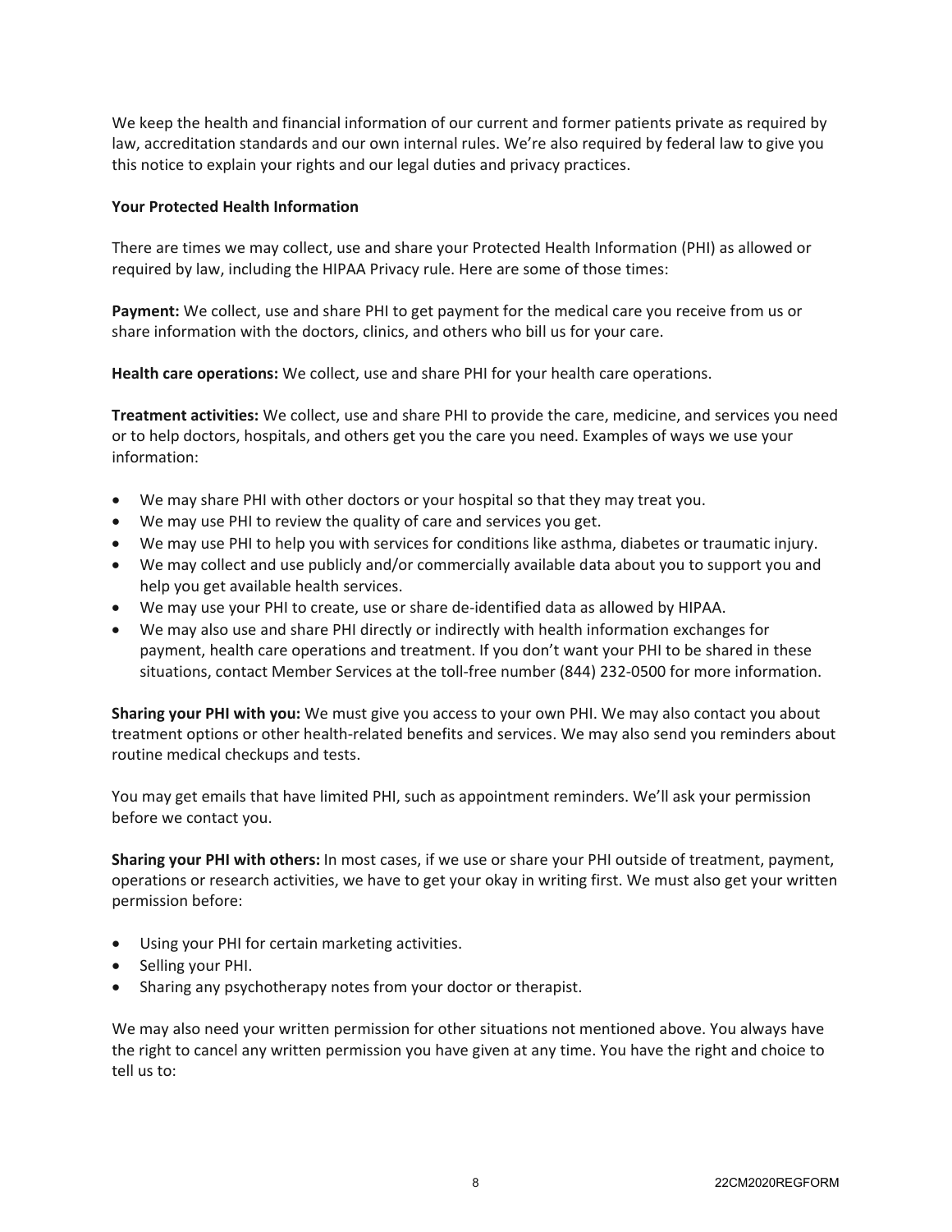We keep the health and financial information of our current and former patients private as required by law, accreditation standards and our own internal rules. We're also required by federal law to give you this notice to explain your rights and our legal duties and privacy practices.

**Your Protected Health Information**

There are times we may collect, use and share your Protected Health Information (PHI) as allowed or required by law, including the HIPAA Privacy rule. Here are some of those times:

**Payment:** We collect, use and share PHI to get payment for the medical care you receive from us or share information with the doctors, clinics, and others who bill us for your care.

**Health care operations:** We collect, use and share PHI for your health care operations.

**Treatment activities:** We collect, use and share PHI to provide the care, medicine, and services you need or to help doctors, hospitals, and others get you the care you need. Examples of ways we use your information:

- We may share PHI with other doctors or your hospital so that they may treat you.
- We may use PHI to review the quality of care and services you get.
- We may use PHI to help you with services for conditions like asthma, diabetes or traumatic injury.
- We may collect and use publicly and/or commercially available data about you to support you and help you get available health services.
- We may use your PHI to create, use or share de-identified data as allowed by HIPAA.
- We may also use and share PHI directly or indirectly with health information exchanges for payment, health care operations and treatment. If you don't want your PHI to be shared in these situations, contact Member Services at the toll-free number (844) 232-0500 for more information.

**Sharing your PHI with you:** We must give you access to your own PHI. We may also contact you about treatment options or other health-related benefits and services. We may also send you reminders about routine medical checkups and tests.

You may get emails that have limited PHI, such as appointment reminders. We'll ask your permission before we contact you.

**Sharing your PHI with others:** In most cases, if we use or share your PHI outside of treatment, payment, operations or research activities, we have to get your okay in writing first. We must also get your written permission before:

- Using your PHI for certain marketing activities.
- Selling your PHI.
- Sharing any psychotherapy notes from your doctor or therapist.

We may also need your written permission for other situations not mentioned above. You always have the right to cancel any written permission you have given at any time. You have the right and choice to tell us to: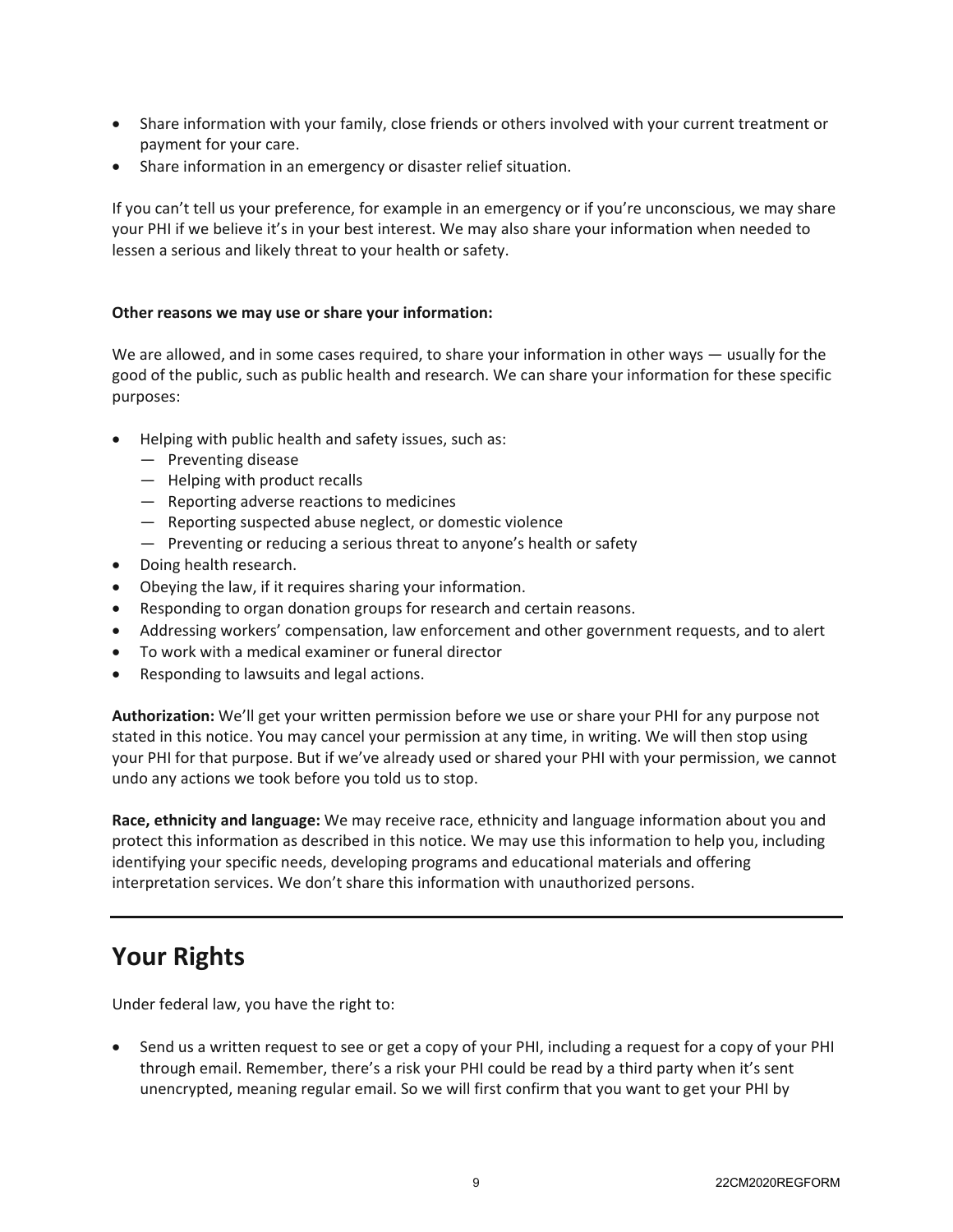- Share information with your family, close friends or others involved with your current treatment or payment for your care.
- Share information in an emergency or disaster relief situation.

If you can't tell us your preference, for example in an emergency or if you're unconscious, we may share your PHI if we believe it's in your best interest. We may also share your information when needed to lessen a serious and likely threat to your health or safety.

**Other reasons we may use or share your information:**

We are allowed, and in some cases required, to share your information in other ways — usually for the good of the public, such as public health and research. We can share your information for these specific purposes:

- Helping with public health and safety issues, such as:
  - Preventing disease
  - Helping with product recalls
  - Reporting adverse reactions to medicines
  - Reporting suspected abuse neglect, or domestic violence
  - Preventing or reducing a serious threat to anyone's health or safety
- Doing health research.
- Obeying the law, if it requires sharing your information.
- Responding to organ donation groups for research and certain reasons.
- Addressing workers' compensation, law enforcement and other government requests, and to alert
- To work with a medical examiner or funeral director
- Responding to lawsuits and legal actions.

**Authorization:** We'll get your written permission before we use or share your PHI for any purpose not stated in this notice. You may cancel your permission at any time, in writing. We will then stop using your PHI for that purpose. But if we've already used or shared your PHI with your permission, we cannot undo any actions we took before you told us to stop.

**Race, ethnicity and language:** We may receive race, ethnicity and language information about you and protect this information as described in this notice. We may use this information to help you, including identifying your specific needs, developing programs and educational materials and offering interpretation services. We don't share this information with unauthorized persons.

---

## Your Rights

Under federal law, you have the right to:

- Send us a written request to see or get a copy of your PHI, including a request for a copy of your PHI through email. Remember, there's a risk your PHI could be read by a third party when it's sent unencrypted, meaning regular email. So we will first confirm that you want to get your PHI by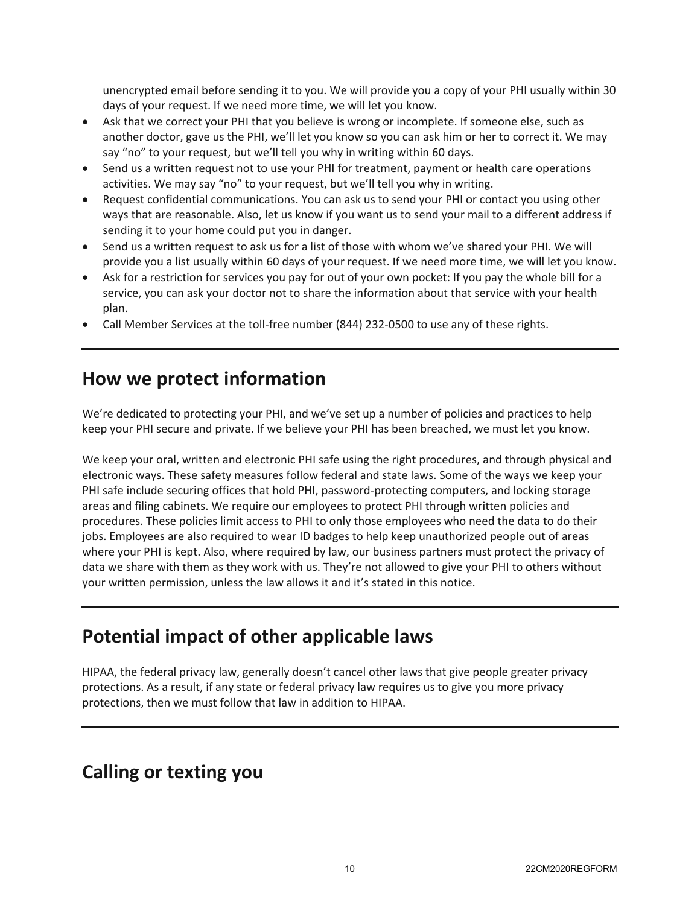unencrypted email before sending it to you. We will provide you a copy of your PHI usually within 30 days of your request. If we need more time, we will let you know.

- Ask that we correct your PHI that you believe is wrong or incomplete. If someone else, such as another doctor, gave us the PHI, we'll let you know so you can ask him or her to correct it. We may say "no" to your request, but we'll tell you why in writing within 60 days.
- Send us a written request not to use your PHI for treatment, payment or health care operations activities. We may say "no" to your request, but we'll tell you why in writing.
- Request confidential communications. You can ask us to send your PHI or contact you using other ways that are reasonable. Also, let us know if you want us to send your mail to a different address if sending it to your home could put you in danger.
- Send us a written request to ask us for a list of those with whom we've shared your PHI. We will provide you a list usually within 60 days of your request. If we need more time, we will let you know.
- Ask for a restriction for services you pay for out of your own pocket: If you pay the whole bill for a service, you can ask your doctor not to share the information about that service with your health plan.
- Call Member Services at the toll-free number (844) 232-0500 to use any of these rights.

---

## How we protect information

We're dedicated to protecting your PHI, and we've set up a number of policies and practices to help keep your PHI secure and private. If we believe your PHI has been breached, we must let you know.

We keep your oral, written and electronic PHI safe using the right procedures, and through physical and electronic ways. These safety measures follow federal and state laws. Some of the ways we keep your PHI safe include securing offices that hold PHI, password-protecting computers, and locking storage areas and filing cabinets. We require our employees to protect PHI through written policies and procedures. These policies limit access to PHI to only those employees who need the data to do their jobs. Employees are also required to wear ID badges to help keep unauthorized people out of areas where your PHI is kept. Also, where required by law, our business partners must protect the privacy of data we share with them as they work with us. They're not allowed to give your PHI to others without your written permission, unless the law allows it and it's stated in this notice.

---

## Potential impact of other applicable laws

HIPAA, the federal privacy law, generally doesn't cancel other laws that give people greater privacy protections. As a result, if any state or federal privacy law requires us to give you more privacy protections, then we must follow that law in addition to HIPAA.

---

## Calling or texting you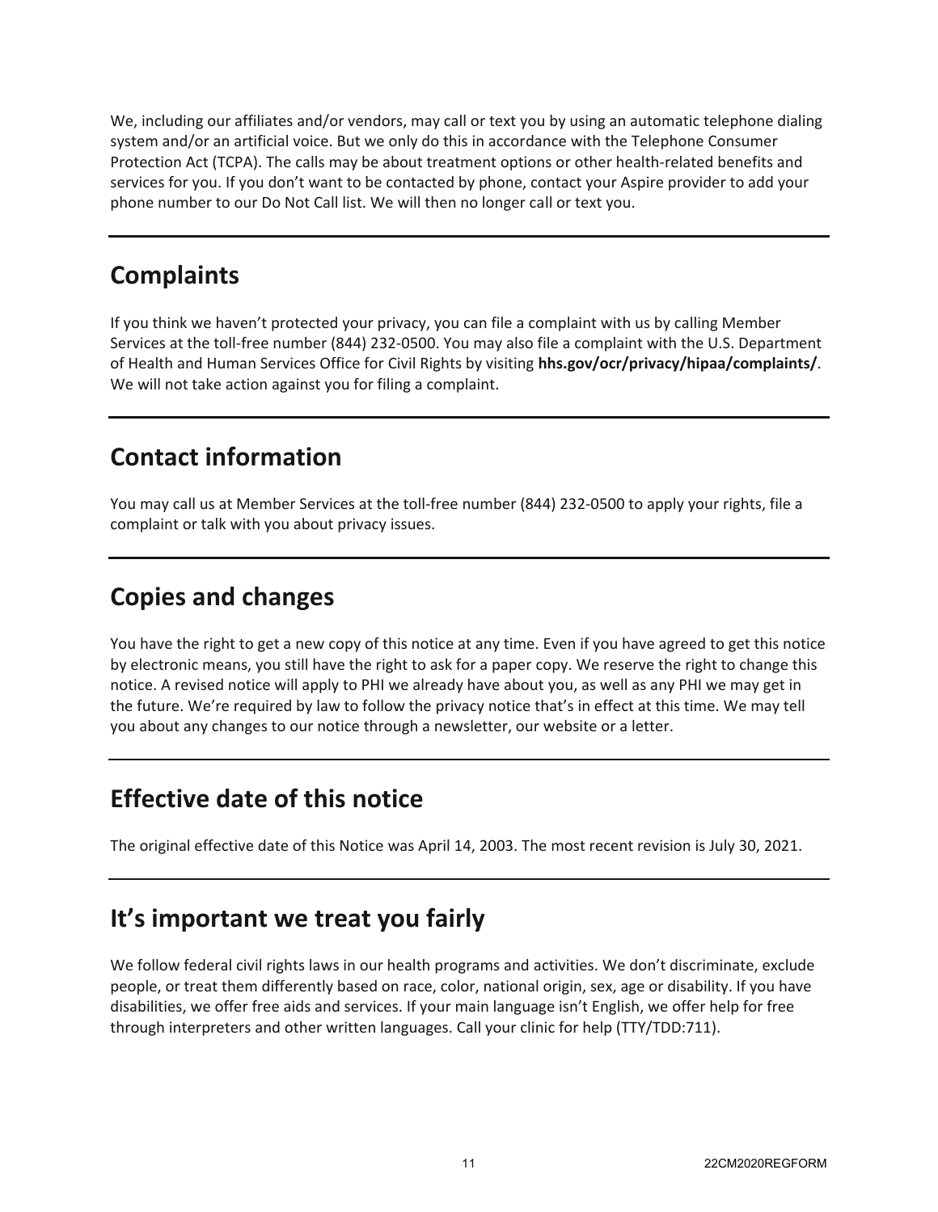We, including our affiliates and/or vendors, may call or text you by using an automatic telephone dialing system and/or an artificial voice. But we only do this in accordance with the Telephone Consumer Protection Act (TCPA). The calls may be about treatment options or other health-related benefits and services for you. If you don't want to be contacted by phone, contact your Aspire provider to add your phone number to our Do Not Call list. We will then no longer call or text you.

## Complaints

If you think we haven't protected your privacy, you can file a complaint with us by calling Member Services at the toll-free number (844) 232-0500. You may also file a complaint with the U.S. Department of Health and Human Services Office for Civil Rights by visiting **hhs.gov/ocr/privacy/hipaa/complaints/**. We will not take action against you for filing a complaint.

## Contact information

You may call us at Member Services at the toll-free number (844) 232-0500 to apply your rights, file a complaint or talk with you about privacy issues.

## Copies and changes

You have the right to get a new copy of this notice at any time. Even if you have agreed to get this notice by electronic means, you still have the right to ask for a paper copy. We reserve the right to change this notice. A revised notice will apply to PHI we already have about you, as well as any PHI we may get in the future. We're required by law to follow the privacy notice that's in effect at this time. We may tell you about any changes to our notice through a newsletter, our website or a letter.

## Effective date of this notice

The original effective date of this Notice was April 14, 2003. The most recent revision is July 30, 2021.

## It's important we treat you fairly

We follow federal civil rights laws in our health programs and activities. We don't discriminate, exclude people, or treat them differently based on race, color, national origin, sex, age or disability. If you have disabilities, we offer free aids and services. If your main language isn't English, we offer help for free through interpreters and other written languages. Call your clinic for help (TTY/TDD:711).

22CM2020REGFORM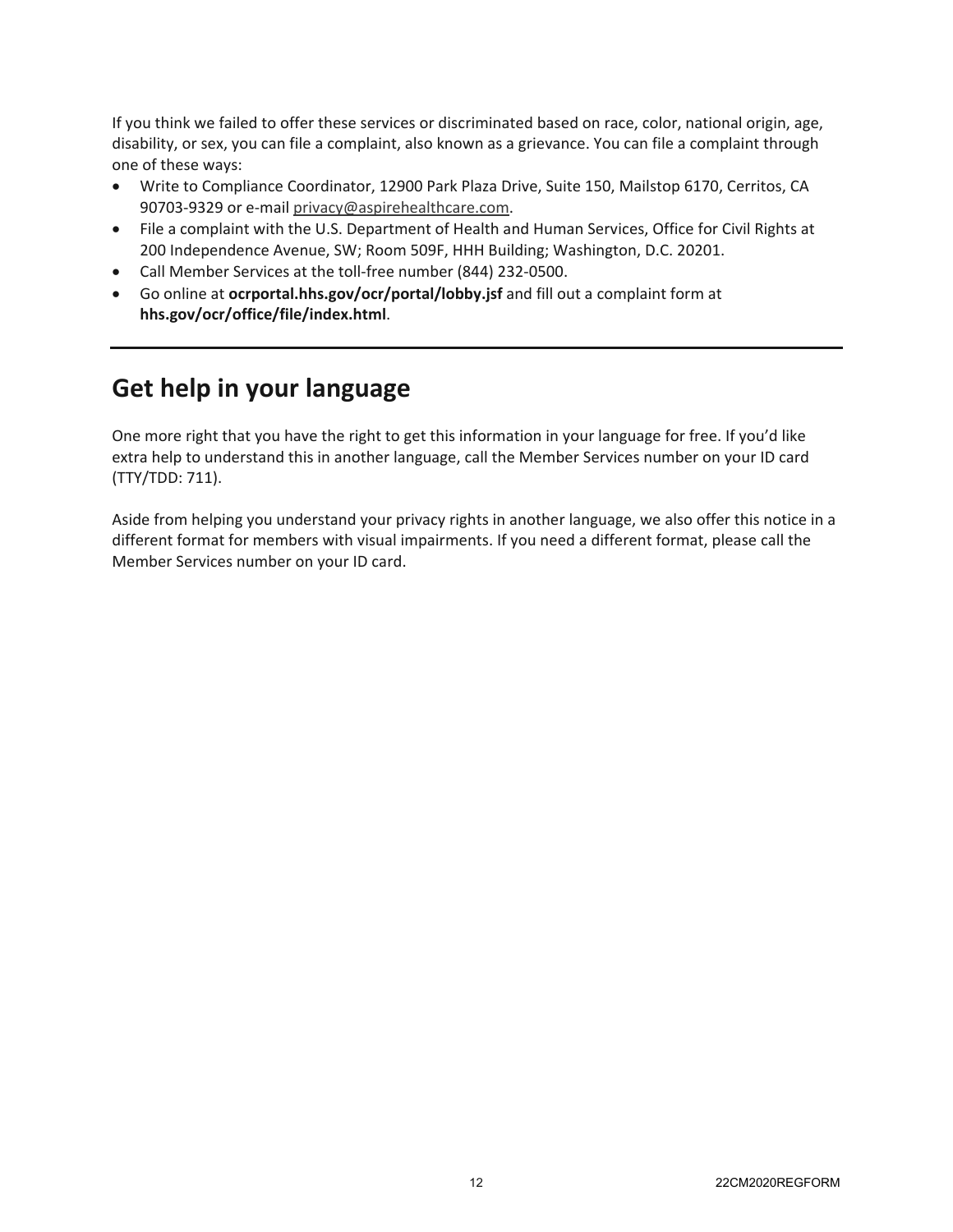If you think we failed to offer these services or discriminated based on race, color, national origin, age, disability, or sex, you can file a complaint, also known as a grievance. You can file a complaint through one of these ways:

- Write to Compliance Coordinator, 12900 Park Plaza Drive, Suite 150, Mailstop 6170, Cerritos, CA 90703-9329 or e-mail privacy@aspirehealthcare.com.
- File a complaint with the U.S. Department of Health and Human Services, Office for Civil Rights at 200 Independence Avenue, SW; Room 509F, HHH Building; Washington, D.C. 20201.
- Call Member Services at the toll-free number (844) 232-0500.
- Go online at **ocrportal.hhs.gov/ocr/portal/lobby.jsf** and fill out a complaint form at **hhs.gov/ocr/office/file/index.html**.

---

## Get help in your language

One more right that you have the right to get this information in your language for free. If you'd like extra help to understand this in another language, call the Member Services number on your ID card (TTY/TDD: 711).

Aside from helping you understand your privacy rights in another language, we also offer this notice in a different format for members with visual impairments. If you need a different format, please call the Member Services number on your ID card.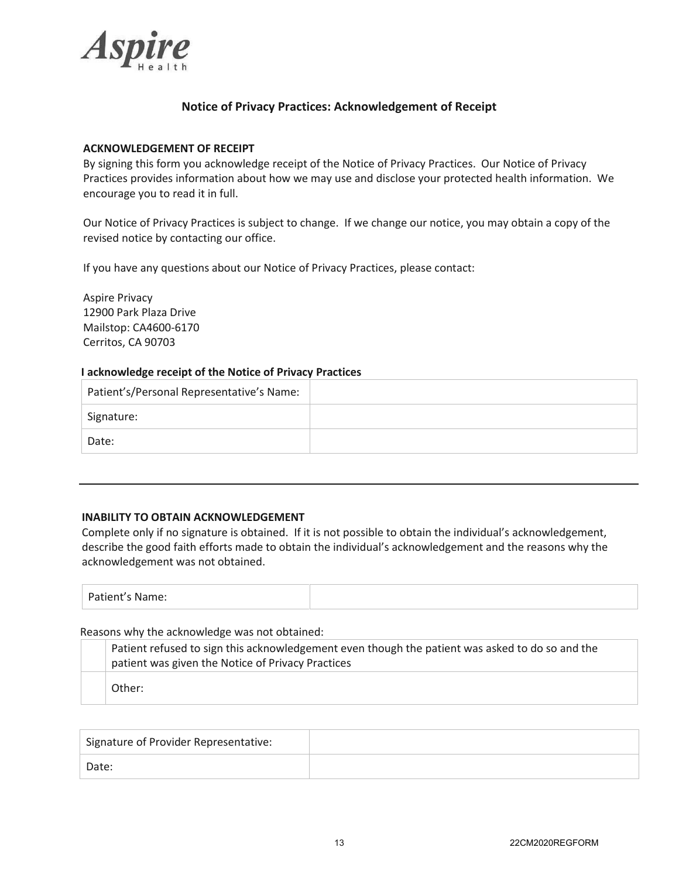# Aspire Health

## Notice of Privacy Practices: Acknowledgement of Receipt

**ACKNOWLEDGEMENT OF RECEIPT**

By signing this form you acknowledge receipt of the Notice of Privacy Practices. Our Notice of Privacy Practices provides information about how we may use and disclose your protected health information. We encourage you to read it in full.

Our Notice of Privacy Practices is subject to change. If we change our notice, you may obtain a copy of the revised notice by contacting our office.

If you have any questions about our Notice of Privacy Practices, please contact:

Aspire Privacy
12900 Park Plaza Drive
Mailstop: CA4600-6170
Cerritos, CA 90703

**I acknowledge receipt of the Notice of Privacy Practices**

| Patient's/Personal Representative's Name: | |
|---|---|
| Signature: | |
| Date: | |

---

**INABILITY TO OBTAIN ACKNOWLEDGEMENT**

Complete only if no signature is obtained. If it is not possible to obtain the individual's acknowledgement, describe the good faith efforts made to obtain the individual's acknowledgement and the reasons why the acknowledgement was not obtained.

| Patient's Name: | |
|---|---|

Reasons why the acknowledge was not obtained:

| | |
|---|---|
| | Patient refused to sign this acknowledgement even though the patient was asked to do so and the patient was given the Notice of Privacy Practices |
| | Other: |

| Signature of Provider Representative: | |
|---|---|
| Date: | |

22CM2020REGFORM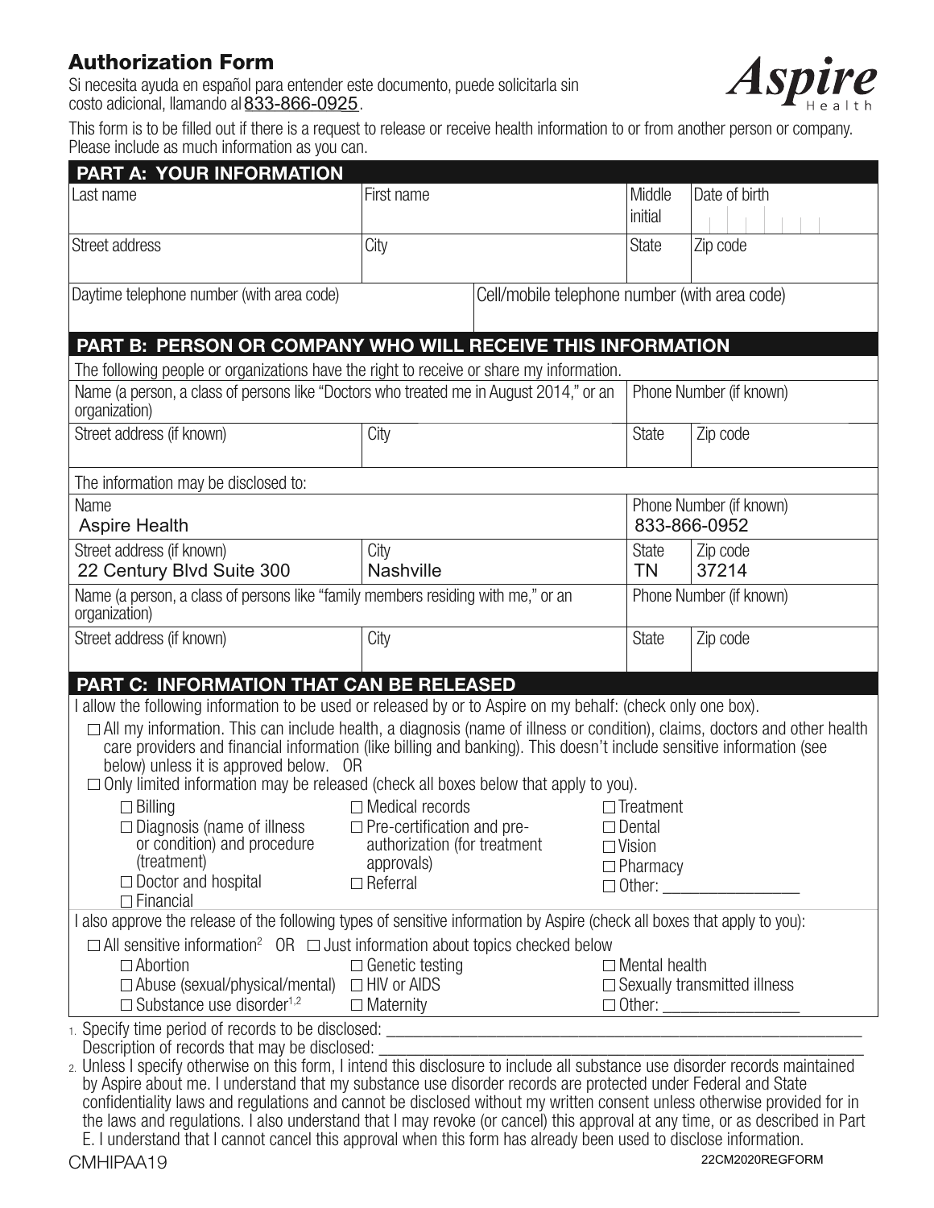# Authorization Form

Si necesita ayuda en español para entender este documento, puede solicitarla sin costo adicional, llamando al 833-866-0925.

**Aspire** Health

This form is to be filled out if there is a request to release or receive health information to or from another person or company. Please include as much information as you can.

## PART A: YOUR INFORMATION

| Last name | First name | Middle initial | Date of birth |
|---|---|---|---|
| | | | |

| Street address | City | State | Zip code |
|---|---|---|---|
| | | | |

| Daytime telephone number (with area code) | Cell/mobile telephone number (with area code) |
|---|---|
| | |

## PART B: PERSON OR COMPANY WHO WILL RECEIVE THIS INFORMATION

The following people or organizations have the right to receive or share my information.

| Name (a person, a class of persons like "Doctors who treated me in August 2014," or an organization) | | | Phone Number (if known) |
|---|---|---|---|
| **Street address (if known)** | **City** | **State** | **Zip code** |
| | | | |

The information may be disclosed to:

| Name | | | Phone Number (if known) |
|---|---|---|---|
| Aspire Health | | | 833-866-0952 |
| **Street address (if known)** | **City** | **State** | **Zip code** |
| 22 Century Blvd Suite 300 | Nashville | TN | 37214 |

| Name (a person, a class of persons like "family members residing with me," or an organization) | | | Phone Number (if known) |
|---|---|---|---|
| **Street address (if known)** | **City** | **State** | **Zip code** |
| | | | |

## PART C: INFORMATION THAT CAN BE RELEASED

I allow the following information to be used or released by or to Aspire on my behalf: (check only one box).

☐ All my information. This can include health, a diagnosis (name of illness or condition), claims, doctors and other health care providers and financial information (like billing and banking). This doesn't include sensitive information (see below) unless it is approved below. OR

☐ Only limited information may be released (check all boxes below that apply to you).

- ☐ Billing
- ☐ Diagnosis (name of illness or condition) and procedure (treatment)
- ☐ Doctor and hospital
- ☐ Financial
- ☐ Medical records
- ☐ Pre-certification and pre-authorization (for treatment approvals)
- ☐ Referral
- ☐ Treatment
- ☐ Dental
- ☐ Vision
- ☐ Pharmacy
- ☐ Other: ________________

I also approve the release of the following types of sensitive information by Aspire (check all boxes that apply to you):

☐ All sensitive information[2] OR ☐ Just information about topics checked below

- ☐ Abortion
- ☐ Abuse (sexual/physical/mental)
- ☐ Substance use disorder[1,2]
- ☐ Genetic testing
- ☐ HIV or AIDS
- ☐ Maternity
- ☐ Mental health
- ☐ Sexually transmitted illness
- ☐ Other: ________________

1. Specify time period of records to be disclosed: ____________________________________________
   Description of records that may be disclosed: ____________________________________________
2. Unless I specify otherwise on this form, I intend this disclosure to include all substance use disorder records maintained by Aspire about me. I understand that my substance use disorder records are protected under Federal and State confidentiality laws and regulations and cannot be disclosed without my written consent unless otherwise provided for in the laws and regulations. I also understand that I may revoke (or cancel) this approval at any time, or as described in Part E. I understand that I cannot cancel this approval when this form has already been used to disclose information.

CMHIPAA19 22CM2020REGFORM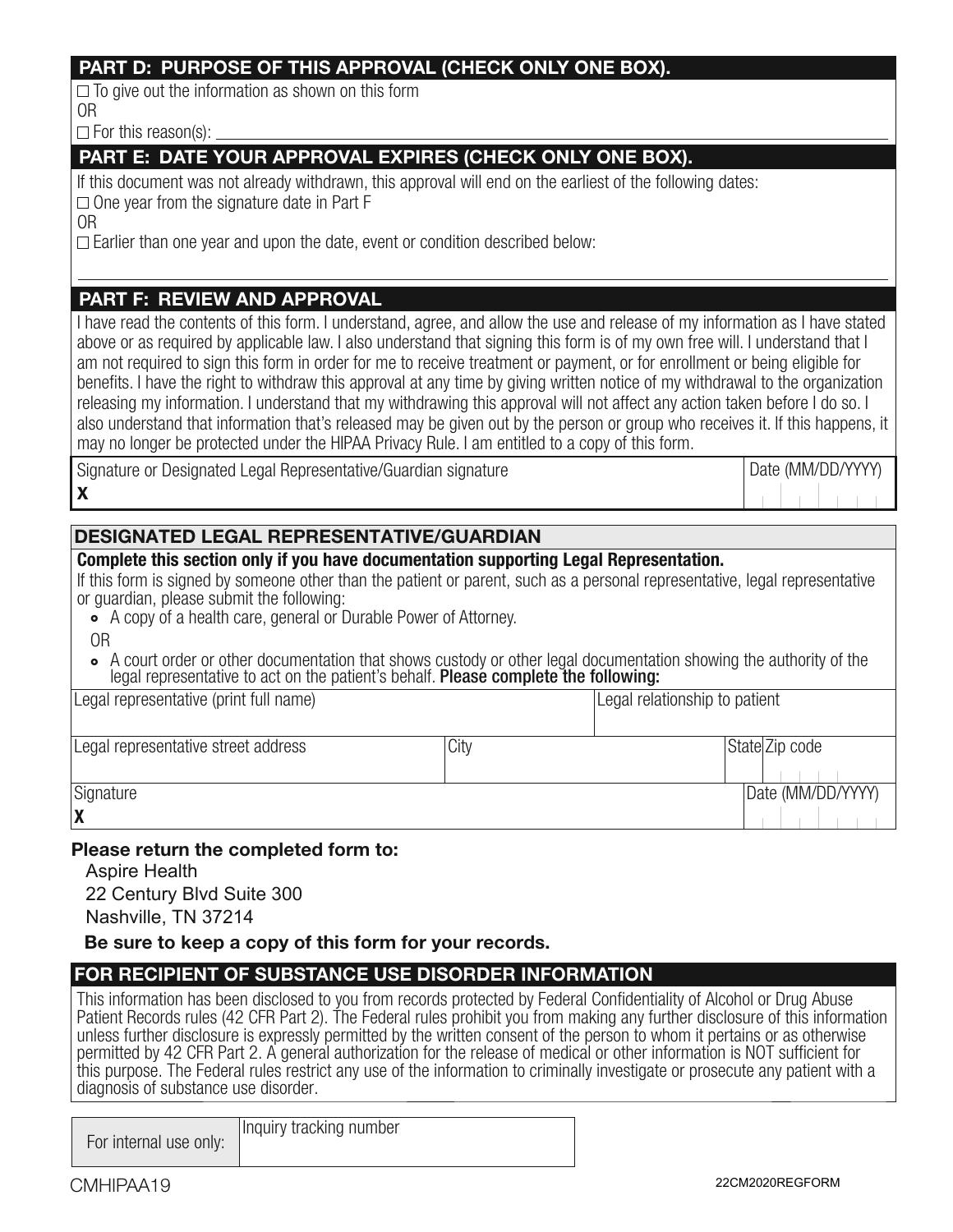## PART D: PURPOSE OF THIS APPROVAL (CHECK ONLY ONE BOX).

☐ To give out the information as shown on this form

OR

☐ For this reason(s): ____________________________________________

## PART E: DATE YOUR APPROVAL EXPIRES (CHECK ONLY ONE BOX).

If this document was not already withdrawn, this approval will end on the earliest of the following dates:

☐ One year from the signature date in Part F

OR

☐ Earlier than one year and upon the date, event or condition described below:

____________________________________________

## PART F: REVIEW AND APPROVAL

I have read the contents of this form. I understand, agree, and allow the use and release of my information as I have stated above or as required by applicable law. I also understand that signing this form is of my own free will. I understand that I am not required to sign this form in order for me to receive treatment or payment, or for enrollment or being eligible for benefits. I have the right to withdraw this approval at any time by giving written notice of my withdrawal to the organization releasing my information. I understand that my withdrawing this approval will not affect any action taken before I do so. I also understand that information that's released may be given out by the person or group who receives it. If this happens, it may no longer be protected under the HIPAA Privacy Rule. I am entitled to a copy of this form.

| Signature or Designated Legal Representative/Guardian signature | Date (MM/DD/YYYY) |
|---|---|
| **X** | |

## DESIGNATED LEGAL REPRESENTATIVE/GUARDIAN

**Complete this section only if you have documentation supporting Legal Representation.**

If this form is signed by someone other than the patient or parent, such as a personal representative, legal representative or guardian, please submit the following:

- A copy of a health care, general or Durable Power of Attorney.

OR

- A court order or other documentation that shows custody or other legal documentation showing the authority of the legal representative to act on the patient's behalf. **Please complete the following:**

| Legal representative (print full name) | | Legal relationship to patient | |
|---|---|---|---|
| Legal representative street address | City | State | Zip code |
| Signature **X** | | | Date (MM/DD/YYYY) |

**Please return the completed form to:**

Aspire Health
22 Century Blvd Suite 300
Nashville, TN 37214

**Be sure to keep a copy of this form for your records.**

## FOR RECIPIENT OF SUBSTANCE USE DISORDER INFORMATION

This information has been disclosed to you from records protected by Federal Confidentiality of Alcohol or Drug Abuse Patient Records rules (42 CFR Part 2). The Federal rules prohibit you from making any further disclosure of this information unless further disclosure is expressly permitted by the written consent of the person to whom it pertains or as otherwise permitted by 42 CFR Part 2. A general authorization for the release of medical or other information is NOT sufficient for this purpose. The Federal rules restrict any use of the information to criminally investigate or prosecute any patient with a diagnosis of substance use disorder.

| For internal use only: | Inquiry tracking number |
|---|---|

CMHIPAA19

22CM2020REGFORM